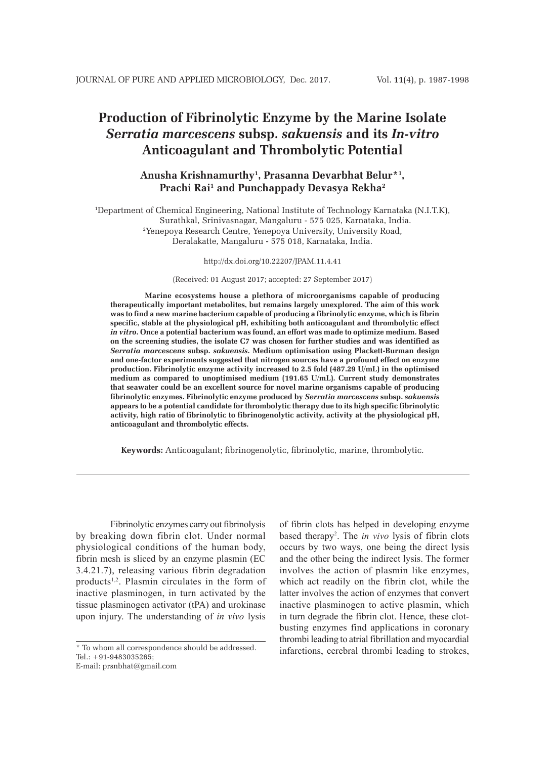# Production of Fibrinolytic Enzyme by the Marine Isolate *Serratia marcescens* subsp. *sakuensis* and its *In-vitro* Anticoagulant and Thrombolytic Potential

**Anusha Krishnamurthy[1], Prasanna Devarbhat Belur*[1], Prachi Rai[1] and Punchappady Devasya Rekha[2]**

[1]Department of Chemical Engineering, National Institute of Technology Karnataka (N.I.T.K), Surathkal, Srinivasnagar, Mangaluru - 575 025, Karnataka, India.
[2]Yenepoya Research Centre, Yenepoya University, University Road, Deralakatte, Mangaluru - 575 018, Karnataka, India.

http://dx.doi.org/10.22207/JPAM.11.4.41

(Received: 01 August 2017; accepted: 27 September 2017)

**Marine ecosystems house a plethora of microorganisms capable of producing therapeutically important metabolites, but remains largely unexplored. The aim of this work was to find a new marine bacterium capable of producing a fibrinolytic enzyme, which is fibrin specific, stable at the physiological pH, exhibiting both anticoagulant and thrombolytic effect *in vitro*. Once a potential bacterium was found, an effort was made to optimize medium. Based on the screening studies, the isolate C7 was chosen for further studies and was identified as *Serratia marcescens* subsp. *sakuensis*. Medium optimisation using Plackett-Burman design and one-factor experiments suggested that nitrogen sources have a profound effect on enzyme production. Fibrinolytic enzyme activity increased to 2.5 fold (487.29 U/mL) in the optimised medium as compared to unoptimised medium (191.65 U/mL). Current study demonstrates that seawater could be an excellent source for novel marine organisms capable of producing fibrinolytic enzymes. Fibrinolytic enzyme produced by *Serratia marcescens* subsp. *sakuensis* appears to be a potential candidate for thrombolytic therapy due to its high specific fibrinolytic activity, high ratio of fibrinolytic to fibrinogenolytic activity, activity at the physiological pH, anticoagulant and thrombolytic effects.**

**Keywords:** Anticoagulant; fibrinogenolytic, fibrinolytic, marine, thrombolytic.

---

Fibrinolytic enzymes carry out fibrinolysis by breaking down fibrin clot. Under normal physiological conditions of the human body, fibrin mesh is sliced by an enzyme plasmin (EC 3.4.21.7), releasing various fibrin degradation products[1,2]. Plasmin circulates in the form of inactive plasminogen, in turn activated by the tissue plasminogen activator (tPA) and urokinase upon injury. The understanding of *in vivo* lysis of fibrin clots has helped in developing enzyme based therapy[2]. The *in vivo* lysis of fibrin clots occurs by two ways, one being the direct lysis and the other being the indirect lysis. The former involves the action of plasmin like enzymes, which act readily on the fibrin clot, while the latter involves the action of enzymes that convert inactive plasminogen to active plasmin, which in turn degrade the fibrin clot. Hence, these clot-busting enzymes find applications in coronary thrombi leading to atrial fibrillation and myocardial infarctions, cerebral thrombi leading to strokes,

\* To whom all correspondence should be addressed.
Tel.: +91-9483035265;
E-mail: prsnbhat@gmail.com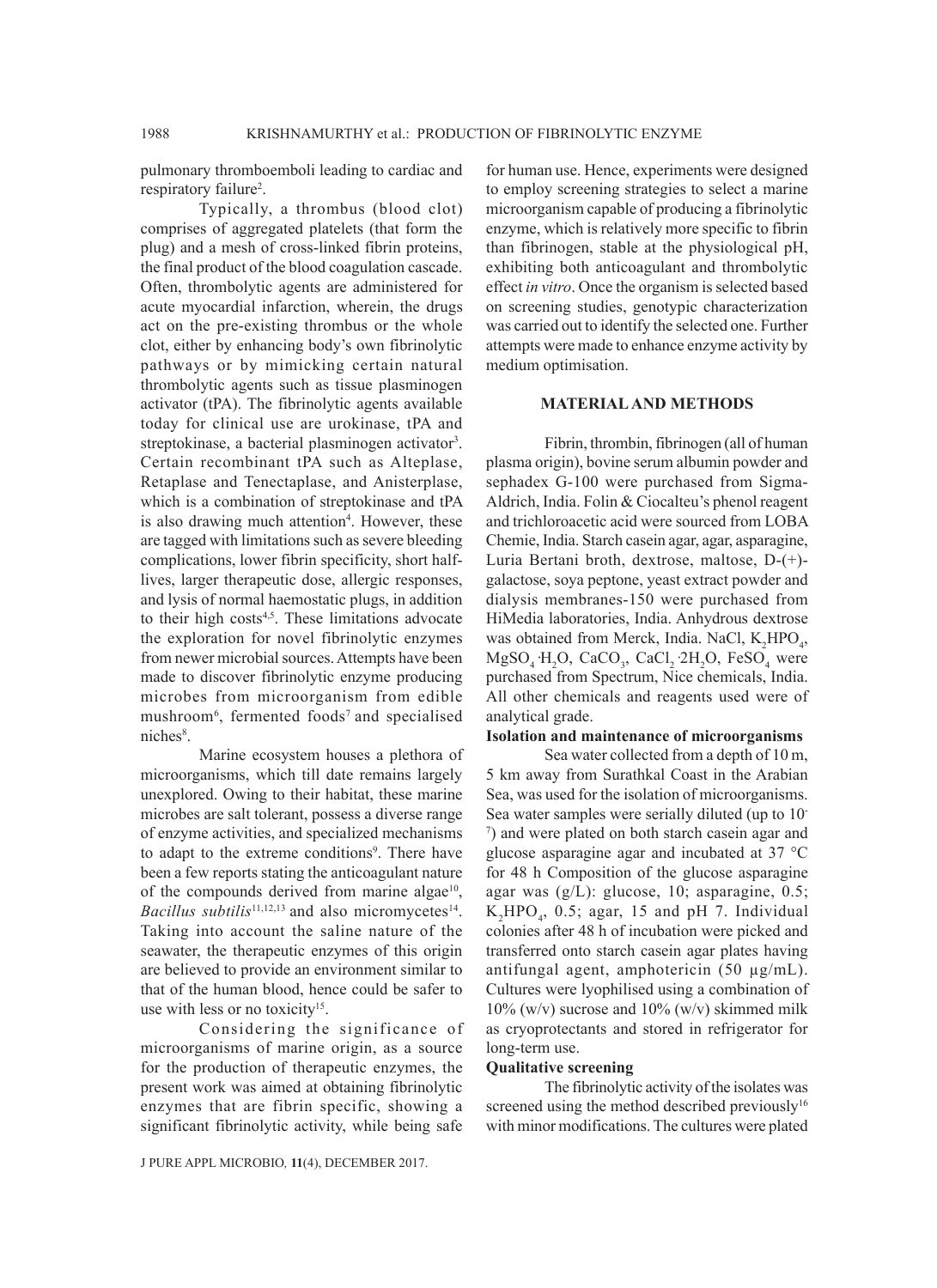pulmonary thromboemboli leading to cardiac and respiratory failure[2].

Typically, a thrombus (blood clot) comprises of aggregated platelets (that form the plug) and a mesh of cross-linked fibrin proteins, the final product of the blood coagulation cascade. Often, thrombolytic agents are administered for acute myocardial infarction, wherein, the drugs act on the pre-existing thrombus or the whole clot, either by enhancing body's own fibrinolytic pathways or by mimicking certain natural thrombolytic agents such as tissue plasminogen activator (tPA). The fibrinolytic agents available today for clinical use are urokinase, tPA and streptokinase, a bacterial plasminogen activator[3]. Certain recombinant tPA such as Alteplase, Retaplase and Tenectaplase, and Anisterplase, which is a combination of streptokinase and tPA is also drawing much attention[4]. However, these are tagged with limitations such as severe bleeding complications, lower fibrin specificity, short half-lives, larger therapeutic dose, allergic responses, and lysis of normal haemostatic plugs, in addition to their high costs[4,5]. These limitations advocate the exploration for novel fibrinolytic enzymes from newer microbial sources. Attempts have been made to discover fibrinolytic enzyme producing microbes from microorganism from edible mushroom[6], fermented foods[7] and specialised niches[8].

Marine ecosystem houses a plethora of microorganisms, which till date remains largely unexplored. Owing to their habitat, these marine microbes are salt tolerant, possess a diverse range of enzyme activities, and specialized mechanisms to adapt to the extreme conditions[9]. There have been a few reports stating the anticoagulant nature of the compounds derived from marine algae[10], *Bacillus subtilis*[11,12,13] and also micromycetes[14]. Taking into account the saline nature of the seawater, the therapeutic enzymes of this origin are believed to provide an environment similar to that of the human blood, hence could be safer to use with less or no toxicity[15].

Considering the significance of microorganisms of marine origin, as a source for the production of therapeutic enzymes, the present work was aimed at obtaining fibrinolytic enzymes that are fibrin specific, showing a significant fibrinolytic activity, while being safe for human use. Hence, experiments were designed to employ screening strategies to select a marine microorganism capable of producing a fibrinolytic enzyme, which is relatively more specific to fibrin than fibrinogen, stable at the physiological pH, exhibiting both anticoagulant and thrombolytic effect *in vitro*. Once the organism is selected based on screening studies, genotypic characterization was carried out to identify the selected one. Further attempts were made to enhance enzyme activity by medium optimisation.

## MATERIAL AND METHODS

Fibrin, thrombin, fibrinogen (all of human plasma origin), bovine serum albumin powder and sephadex G-100 were purchased from Sigma-Aldrich, India. Folin & Ciocalteu's phenol reagent and trichloroacetic acid were sourced from LOBA Chemie, India. Starch casein agar, agar, asparagine, Luria Bertani broth, dextrose, maltose, D-(+)-galactose, soya peptone, yeast extract powder and dialysis membranes-150 were purchased from HiMedia laboratories, India. Anhydrous dextrose was obtained from Merck, India. NaCl, $K_2HPO_4$, $MgSO_4 \cdot H_2O$, $CaCO_3$, $CaCl_2 \cdot 2H_2O$, $FeSO_4$ were purchased from Spectrum, Nice chemicals, India. All other chemicals and reagents used were of analytical grade.

### Isolation and maintenance of microorganisms

Sea water collected from a depth of 10 m, 5 km away from Surathkal Coast in the Arabian Sea, was used for the isolation of microorganisms. Sea water samples were serially diluted (up to $10^{-7}$) and were plated on both starch casein agar and glucose asparagine agar and incubated at 37 °C for 48 h Composition of the glucose asparagine agar was (g/L): glucose, 10; asparagine, 0.5; $K_2HPO_4$, 0.5; agar, 15 and pH 7. Individual colonies after 48 h of incubation were picked and transferred onto starch casein agar plates having antifungal agent, amphotericin (50 µg/mL). Cultures were lyophilised using a combination of 10% (w/v) sucrose and 10% (w/v) skimmed milk as cryoprotectants and stored in refrigerator for long-term use.

### Qualitative screening

The fibrinolytic activity of the isolates was screened using the method described previously[16] with minor modifications. The cultures were plated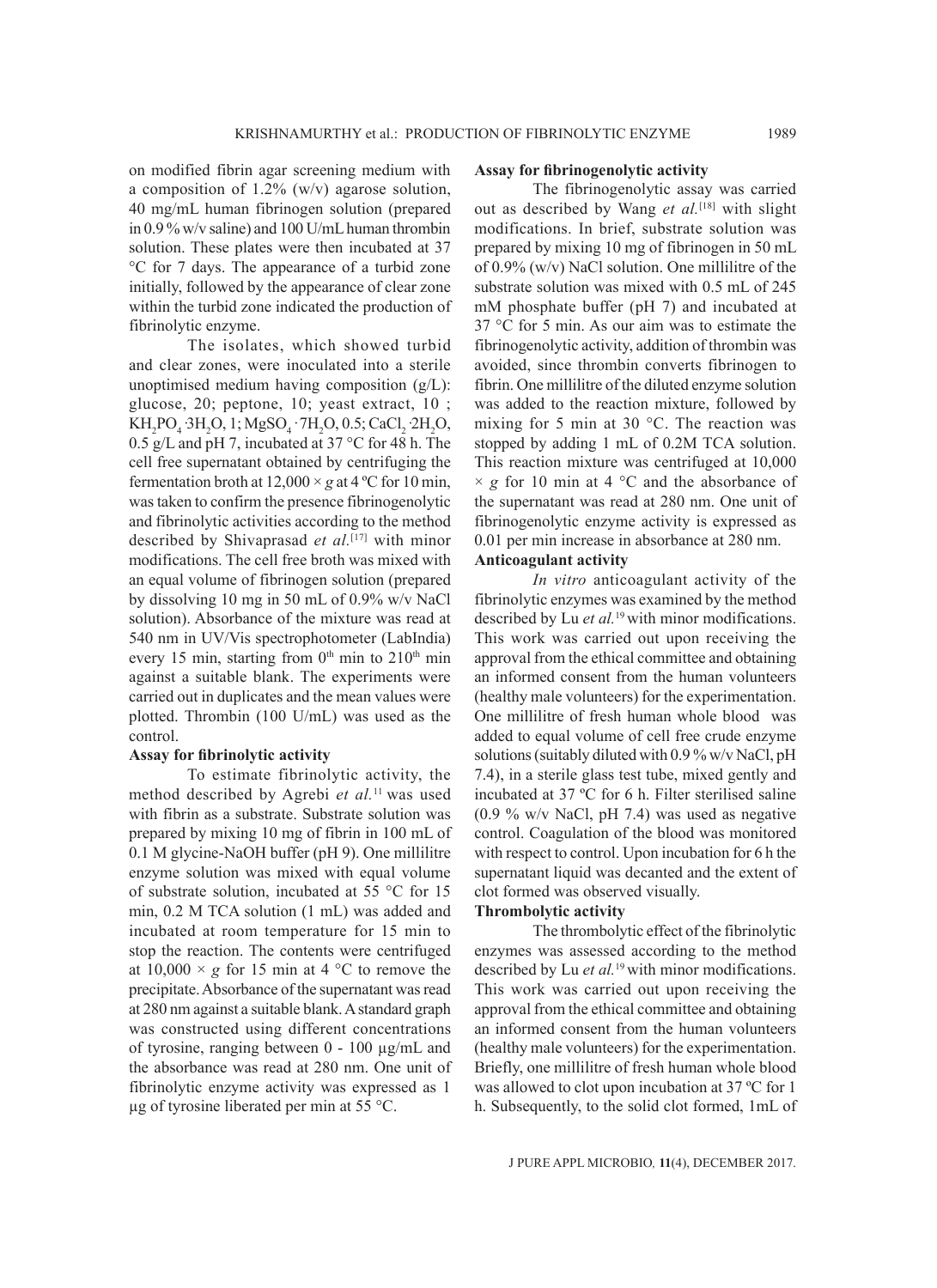on modified fibrin agar screening medium with a composition of 1.2% (w/v) agarose solution, 40 mg/mL human fibrinogen solution (prepared in 0.9 % w/v saline) and 100 U/mL human thrombin solution. These plates were then incubated at 37 °C for 7 days. The appearance of a turbid zone initially, followed by the appearance of clear zone within the turbid zone indicated the production of fibrinolytic enzyme.

The isolates, which showed turbid and clear zones, were inoculated into a sterile unoptimised medium having composition (g/L): glucose, 20; peptone, 10; yeast extract, 10 ; $KH_2PO_4 \cdot 3H_2O$, 1; $MgSO_4 \cdot 7H_2O$, 0.5; $CaCl_2 \cdot 2H_2O$, 0.5 g/L and pH 7, incubated at 37 °C for 48 h. The cell free supernatant obtained by centrifuging the fermentation broth at $12{,}000 \times g$ at 4 ºC for 10 min, was taken to confirm the presence fibrinogenolytic and fibrinolytic activities according to the method described by Shivaprasad *et al.*[17] with minor modifications. The cell free broth was mixed with an equal volume of fibrinogen solution (prepared by dissolving 10 mg in 50 mL of 0.9% w/v NaCl solution). Absorbance of the mixture was read at 540 nm in UV/Vis spectrophotometer (LabIndia) every 15 min, starting from $0^{th}$ min to $210^{th}$ min against a suitable blank. The experiments were carried out in duplicates and the mean values were plotted. Thrombin (100 U/mL) was used as the control.

**Assay for fibrinolytic activity**

To estimate fibrinolytic activity, the method described by Agrebi *et al.*[11] was used with fibrin as a substrate. Substrate solution was prepared by mixing 10 mg of fibrin in 100 mL of 0.1 M glycine-NaOH buffer (pH 9). One millilitre enzyme solution was mixed with equal volume of substrate solution, incubated at 55 °C for 15 min, 0.2 M TCA solution (1 mL) was added and incubated at room temperature for 15 min to stop the reaction. The contents were centrifuged at $10{,}000 \times g$ for 15 min at 4 °C to remove the precipitate. Absorbance of the supernatant was read at 280 nm against a suitable blank. A standard graph was constructed using different concentrations of tyrosine, ranging between 0 - 100 µg/mL and the absorbance was read at 280 nm. One unit of fibrinolytic enzyme activity was expressed as 1 µg of tyrosine liberated per min at 55 °C.

**Assay for fibrinogenolytic activity**

The fibrinogenolytic assay was carried out as described by Wang *et al.*[18] with slight modifications. In brief, substrate solution was prepared by mixing 10 mg of fibrinogen in 50 mL of 0.9% (w/v) NaCl solution. One millilitre of the substrate solution was mixed with 0.5 mL of 245 mM phosphate buffer (pH 7) and incubated at 37 °C for 5 min. As our aim was to estimate the fibrinogenolytic activity, addition of thrombin was avoided, since thrombin converts fibrinogen to fibrin. One millilitre of the diluted enzyme solution was added to the reaction mixture, followed by mixing for 5 min at 30 °C. The reaction was stopped by adding 1 mL of 0.2M TCA solution. This reaction mixture was centrifuged at 10,000 $\times g$ for 10 min at 4 °C and the absorbance of the supernatant was read at 280 nm. One unit of fibrinogenolytic enzyme activity is expressed as 0.01 per min increase in absorbance at 280 nm.

**Anticoagulant activity**

*In vitro* anticoagulant activity of the fibrinolytic enzymes was examined by the method described by Lu *et al.*[19] with minor modifications. This work was carried out upon receiving the approval from the ethical committee and obtaining an informed consent from the human volunteers (healthy male volunteers) for the experimentation. One millilitre of fresh human whole blood was added to equal volume of cell free crude enzyme solutions (suitably diluted with 0.9 % w/v NaCl, pH 7.4), in a sterile glass test tube, mixed gently and incubated at 37 ºC for 6 h. Filter sterilised saline (0.9 % w/v NaCl, pH 7.4) was used as negative control. Coagulation of the blood was monitored with respect to control. Upon incubation for 6 h the supernatant liquid was decanted and the extent of clot formed was observed visually.

**Thrombolytic activity**

The thrombolytic effect of the fibrinolytic enzymes was assessed according to the method described by Lu *et al.*[19] with minor modifications. This work was carried out upon receiving the approval from the ethical committee and obtaining an informed consent from the human volunteers (healthy male volunteers) for the experimentation. Briefly, one millilitre of fresh human whole blood was allowed to clot upon incubation at 37 ºC for 1 h. Subsequently, to the solid clot formed, 1mL of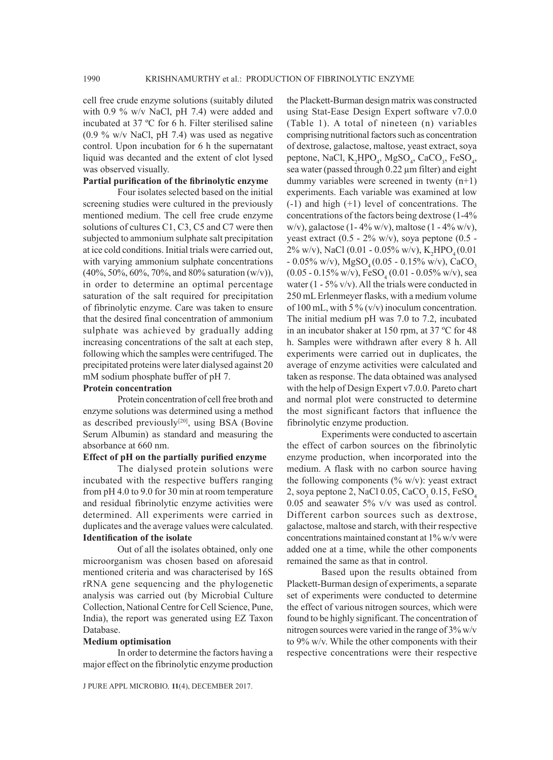cell free crude enzyme solutions (suitably diluted with 0.9 % w/v NaCl, pH 7.4) were added and incubated at 37 ºC for 6 h. Filter sterilised saline (0.9 % w/v NaCl, pH 7.4) was used as negative control. Upon incubation for 6 h the supernatant liquid was decanted and the extent of clot lysed was observed visually.

**Partial purification of the fibrinolytic enzyme**

Four isolates selected based on the initial screening studies were cultured in the previously mentioned medium. The cell free crude enzyme solutions of cultures C1, C3, C5 and C7 were then subjected to ammonium sulphate salt precipitation at ice cold conditions. Initial trials were carried out, with varying ammonium sulphate concentrations (40%, 50%, 60%, 70%, and 80% saturation (w/v)), in order to determine an optimal percentage saturation of the salt required for precipitation of fibrinolytic enzyme. Care was taken to ensure that the desired final concentration of ammonium sulphate was achieved by gradually adding increasing concentrations of the salt at each step, following which the samples were centrifuged. The precipitated proteins were later dialysed against 20 mM sodium phosphate buffer of pH 7.

**Protein concentration**

Protein concentration of cell free broth and enzyme solutions was determined using a method as described previously[20], using BSA (Bovine Serum Albumin) as standard and measuring the absorbance at 660 nm.

**Effect of pH on the partially purified enzyme**

The dialysed protein solutions were incubated with the respective buffers ranging from pH 4.0 to 9.0 for 30 min at room temperature and residual fibrinolytic enzyme activities were determined. All experiments were carried in duplicates and the average values were calculated.

**Identification of the isolate**

Out of all the isolates obtained, only one microorganism was chosen based on aforesaid mentioned criteria and was characterised by 16S rRNA gene sequencing and the phylogenetic analysis was carried out (by Microbial Culture Collection, National Centre for Cell Science, Pune, India), the report was generated using EZ Taxon Database.

**Medium optimisation**

In order to determine the factors having a major effect on the fibrinolytic enzyme production the Plackett-Burman design matrix was constructed using Stat-Ease Design Expert software v7.0.0 (Table 1). A total of nineteen (n) variables comprising nutritional factors such as concentration of dextrose, galactose, maltose, yeast extract, soya peptone, NaCl, $K_2HPO_4$, $MgSO_4$, $CaCO_3$, $FeSO_4$, sea water (passed through 0.22 µm filter) and eight dummy variables were screened in twenty (n+1) experiments. Each variable was examined at low (-1) and high (+1) level of concentrations. The concentrations of the factors being dextrose (1-4% w/v), galactose (1- 4% w/v), maltose (1 - 4% w/v), yeast extract (0.5 - 2% w/v), soya peptone (0.5 - 2% w/v), NaCl (0.01 - 0.05% w/v), $K_2HPO_4$ (0.01 - 0.05% w/v), $MgSO_4$ (0.05 - 0.15% w/v), $CaCO_3$ (0.05 - 0.15% w/v), $FeSO_4$ (0.01 - 0.05% w/v), sea water (1 - 5% v/v). All the trials were conducted in 250 mL Erlenmeyer flasks, with a medium volume of 100 mL, with 5 % (v/v) inoculum concentration. The initial medium pH was 7.0 to 7.2, incubated in an incubator shaker at 150 rpm, at 37 ºC for 48 h. Samples were withdrawn after every 8 h. All experiments were carried out in duplicates, the average of enzyme activities were calculated and taken as response. The data obtained was analysed with the help of Design Expert v7.0.0. Pareto chart and normal plot were constructed to determine the most significant factors that influence the fibrinolytic enzyme production.

Experiments were conducted to ascertain the effect of carbon sources on the fibrinolytic enzyme production, when incorporated into the medium. A flask with no carbon source having the following components (% w/v): yeast extract 2, soya peptone 2, NaCl 0.05, $CaCO_3$ 0.15, $FeSO_4$ 0.05 and seawater 5% v/v was used as control. Different carbon sources such as dextrose, galactose, maltose and starch, with their respective concentrations maintained constant at 1% w/v were added one at a time, while the other components remained the same as that in control.

Based upon the results obtained from Plackett-Burman design of experiments, a separate set of experiments were conducted to determine the effect of various nitrogen sources, which were found to be highly significant. The concentration of nitrogen sources were varied in the range of 3% w/v to 9% w/v. While the other components with their respective concentrations were their respective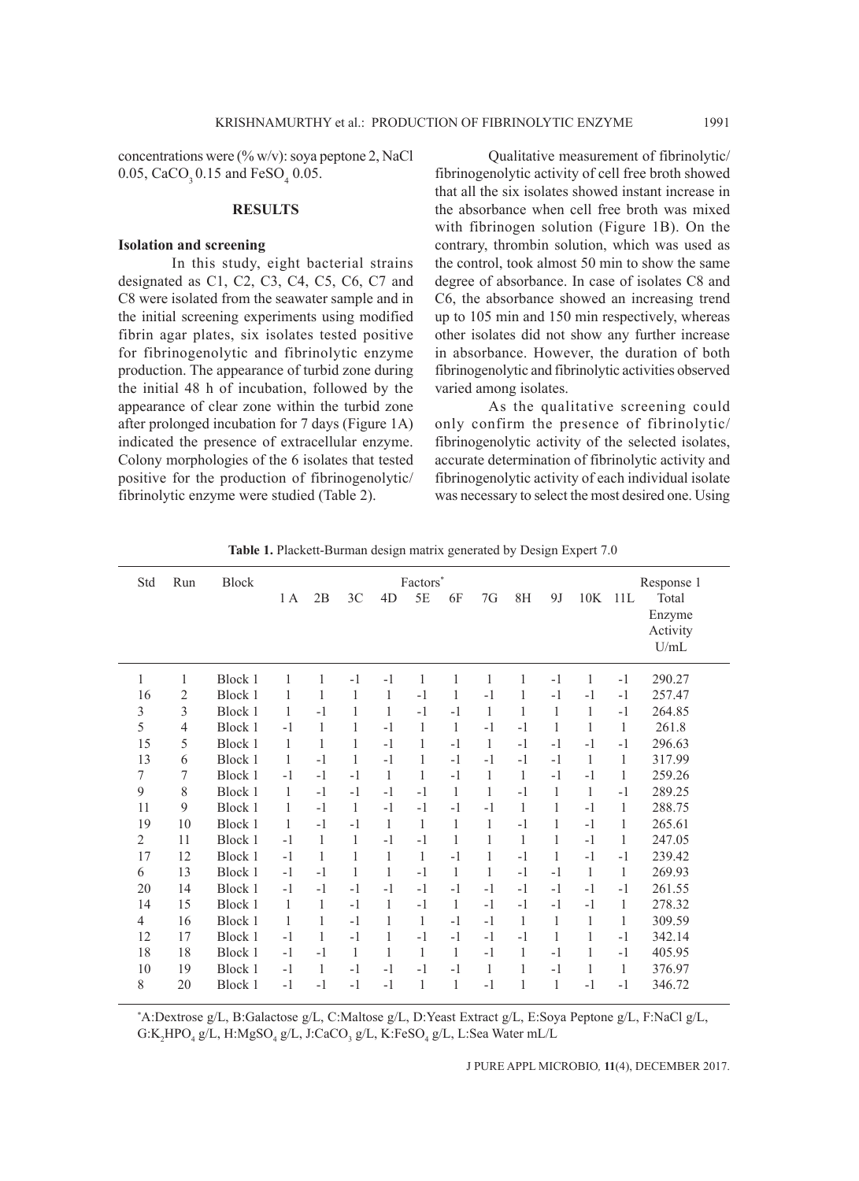concentrations were (% w/v): soya peptone 2, NaCl 0.05, $CaCO_3$ 0.15 and $FeSO_4$ 0.05.

## RESULTS

### Isolation and screening

In this study, eight bacterial strains designated as C1, C2, C3, C4, C5, C6, C7 and C8 were isolated from the seawater sample and in the initial screening experiments using modified fibrin agar plates, six isolates tested positive for fibrinogenolytic and fibrinolytic enzyme production. The appearance of turbid zone during the initial 48 h of incubation, followed by the appearance of clear zone within the turbid zone after prolonged incubation for 7 days (Figure 1A) indicated the presence of extracellular enzyme. Colony morphologies of the 6 isolates that tested positive for the production of fibrinogenolytic/fibrinolytic enzyme were studied (Table 2).

Qualitative measurement of fibrinolytic/fibrinogenolytic activity of cell free broth showed that all the six isolates showed instant increase in the absorbance when cell free broth was mixed with fibrinogen solution (Figure 1B). On the contrary, thrombin solution, which was used as the control, took almost 50 min to show the same degree of absorbance. In case of isolates C8 and C6, the absorbance showed an increasing trend up to 105 min and 150 min respectively, whereas other isolates did not show any further increase in absorbance. However, the duration of both fibrinogenolytic and fibrinolytic activities observed varied among isolates.

As the qualitative screening could only confirm the presence of fibrinolytic/fibrinogenolytic activity of the selected isolates, accurate determination of fibrinolytic activity and fibrinogenolytic activity of each individual isolate was necessary to select the most desired one. Using

**Table 1.** Plackett-Burman design matrix generated by Design Expert 7.0

| Std | Run | Block | Factors* | | | | | | | | | | | Response 1 |
|---|---|---|---|---|---|---|---|---|---|---|---|---|---|---|
| | | | 1 A | 2B | 3C | 4D | 5E | 6F | 7G | 8H | 9J | 10K | 11L | Total Enzyme Activity U/mL |
| 1 | 1 | Block 1 | 1 | 1 | -1 | -1 | 1 | 1 | 1 | 1 | -1 | 1 | -1 | 290.27 |
| 16 | 2 | Block 1 | 1 | 1 | 1 | 1 | -1 | 1 | -1 | 1 | -1 | -1 | -1 | 257.47 |
| 3 | 3 | Block 1 | 1 | -1 | 1 | 1 | -1 | -1 | 1 | 1 | 1 | 1 | -1 | 264.85 |
| 5 | 4 | Block 1 | -1 | 1 | 1 | -1 | 1 | 1 | -1 | -1 | 1 | 1 | 1 | 261.8 |
| 15 | 5 | Block 1 | 1 | 1 | 1 | -1 | 1 | -1 | 1 | -1 | -1 | -1 | -1 | 296.63 |
| 13 | 6 | Block 1 | 1 | -1 | 1 | -1 | 1 | -1 | -1 | -1 | -1 | 1 | 1 | 317.99 |
| 7 | 7 | Block 1 | -1 | -1 | -1 | 1 | 1 | -1 | 1 | 1 | -1 | -1 | 1 | 259.26 |
| 9 | 8 | Block 1 | 1 | -1 | -1 | -1 | -1 | 1 | 1 | -1 | 1 | 1 | -1 | 289.25 |
| 11 | 9 | Block 1 | 1 | -1 | 1 | -1 | -1 | -1 | -1 | 1 | 1 | -1 | 1 | 288.75 |
| 19 | 10 | Block 1 | 1 | -1 | -1 | 1 | 1 | 1 | 1 | -1 | 1 | -1 | 1 | 265.61 |
| 2 | 11 | Block 1 | -1 | 1 | 1 | -1 | -1 | 1 | 1 | 1 | 1 | -1 | 1 | 247.05 |
| 17 | 12 | Block 1 | -1 | 1 | 1 | 1 | 1 | -1 | 1 | -1 | 1 | -1 | -1 | 239.42 |
| 6 | 13 | Block 1 | -1 | -1 | 1 | 1 | -1 | 1 | 1 | -1 | -1 | 1 | 1 | 269.93 |
| 20 | 14 | Block 1 | -1 | -1 | -1 | -1 | -1 | -1 | -1 | -1 | -1 | -1 | -1 | 261.55 |
| 14 | 15 | Block 1 | 1 | 1 | -1 | 1 | -1 | 1 | -1 | -1 | -1 | -1 | 1 | 278.32 |
| 4 | 16 | Block 1 | 1 | 1 | -1 | 1 | 1 | -1 | -1 | 1 | 1 | 1 | 1 | 309.59 |
| 12 | 17 | Block 1 | -1 | 1 | -1 | 1 | -1 | -1 | -1 | -1 | 1 | 1 | -1 | 342.14 |
| 18 | 18 | Block 1 | -1 | -1 | 1 | 1 | 1 | 1 | -1 | 1 | -1 | 1 | -1 | 405.95 |
| 10 | 19 | Block 1 | -1 | 1 | -1 | -1 | -1 | -1 | 1 | 1 | -1 | 1 | 1 | 376.97 |
| 8 | 20 | Block 1 | -1 | -1 | -1 | -1 | 1 | 1 | -1 | 1 | 1 | -1 | -1 | 346.72 |

*A:Dextrose g/L, B:Galactose g/L, C:Maltose g/L, D:Yeast Extract g/L, E:Soya Peptone g/L, F:NaCl g/L, G:$K_2HPO_4$ g/L, H:$MgSO_4$ g/L, J:$CaCO_3$ g/L, K:$FeSO_4$ g/L, L:Sea Water mL/L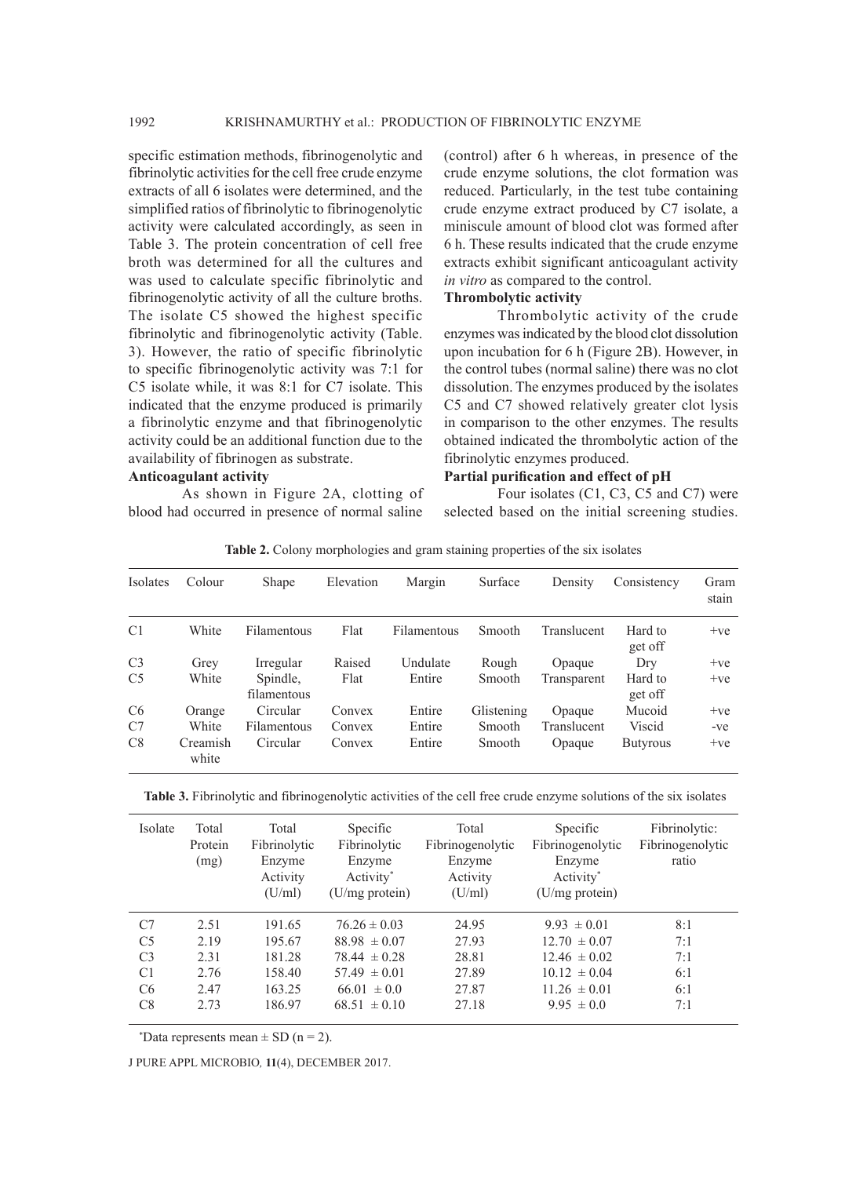specific estimation methods, fibrinogenolytic and fibrinolytic activities for the cell free crude enzyme extracts of all 6 isolates were determined, and the simplified ratios of fibrinolytic to fibrinogenolytic activity were calculated accordingly, as seen in Table 3. The protein concentration of cell free broth was determined for all the cultures and was used to calculate specific fibrinolytic and fibrinogenolytic activity of all the culture broths. The isolate C5 showed the highest specific fibrinolytic and fibrinogenolytic activity (Table. 3). However, the ratio of specific fibrinolytic to specific fibrinogenolytic activity was 7:1 for C5 isolate while, it was 8:1 for C7 isolate. This indicated that the enzyme produced is primarily a fibrinolytic enzyme and that fibrinogenolytic activity could be an additional function due to the availability of fibrinogen as substrate.

**Anticoagulant activity**

As shown in Figure 2A, clotting of blood had occurred in presence of normal saline (control) after 6 h whereas, in presence of the crude enzyme solutions, the clot formation was reduced. Particularly, in the test tube containing crude enzyme extract produced by C7 isolate, a miniscule amount of blood clot was formed after 6 h. These results indicated that the crude enzyme extracts exhibit significant anticoagulant activity *in vitro* as compared to the control.

**Thrombolytic activity**

Thrombolytic activity of the crude enzymes was indicated by the blood clot dissolution upon incubation for 6 h (Figure 2B). However, in the control tubes (normal saline) there was no clot dissolution. The enzymes produced by the isolates C5 and C7 showed relatively greater clot lysis in comparison to the other enzymes. The results obtained indicated the thrombolytic action of the fibrinolytic enzymes produced.

**Partial purification and effect of pH**

Four isolates (C1, C3, C5 and C7) were selected based on the initial screening studies.

**Table 2.** Colony morphologies and gram staining properties of the six isolates

| Isolates | Colour | Shape | Elevation | Margin | Surface | Density | Consistency | Gram stain |
|---|---|---|---|---|---|---|---|---|
| C1 | White | Filamentous | Flat | Filamentous | Smooth | Translucent | Hard to get off | +ve |
| C3 | Grey | Irregular | Raised | Undulate | Rough | Opaque | Dry | +ve |
| C5 | White | Spindle, filamentous | Flat | Entire | Smooth | Transparent | Hard to get off | +ve |
| C6 | Orange | Circular | Convex | Entire | Glistening | Opaque | Mucoid | +ve |
| C7 | White | Filamentous | Convex | Entire | Smooth | Translucent | Viscid | -ve |
| C8 | Creamish white | Circular | Convex | Entire | Smooth | Opaque | Butyrous | +ve |

**Table 3.** Fibrinolytic and fibrinogenolytic activities of the cell free crude enzyme solutions of the six isolates

| Isolate | Total Protein (mg) | Total Fibrinolytic Enzyme Activity (U/ml) | Specific Fibrinolytic Enzyme Activity* (U/mg protein) | Total Fibrinogenolytic Enzyme Activity (U/ml) | Specific Fibrinogenolytic Enzyme Activity* (U/mg protein) | Fibrinolytic: Fibrinogenolytic ratio |
|---|---|---|---|---|---|---|
| C7 | 2.51 | 191.65 | 76.26 ± 0.03 | 24.95 | 9.93 ± 0.01 | 8:1 |
| C5 | 2.19 | 195.67 | 88.98 ± 0.07 | 27.93 | 12.70 ± 0.07 | 7:1 |
| C3 | 2.31 | 181.28 | 78.44 ± 0.28 | 28.81 | 12.46 ± 0.02 | 7:1 |
| C1 | 2.76 | 158.40 | 57.49 ± 0.01 | 27.89 | 10.12 ± 0.04 | 6:1 |
| C6 | 2.47 | 163.25 | 66.01 ± 0.0 | 27.87 | 11.26 ± 0.01 | 6:1 |
| C8 | 2.73 | 186.97 | 68.51 ± 0.10 | 27.18 | 9.95 ± 0.0 | 7:1 |

*Data represents mean ± SD (n = 2).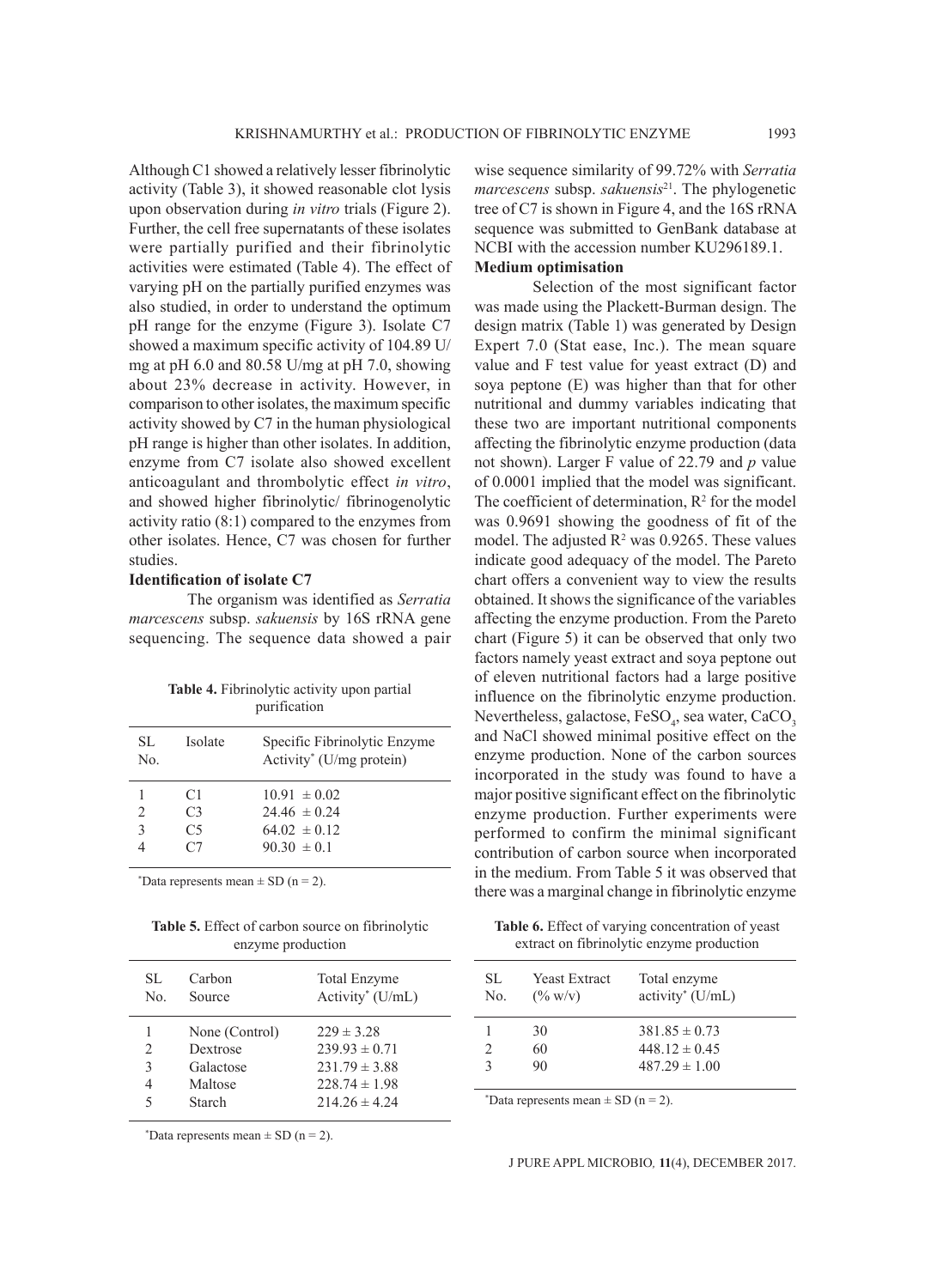Although C1 showed a relatively lesser fibrinolytic activity (Table 3), it showed reasonable clot lysis upon observation during *in vitro* trials (Figure 2). Further, the cell free supernatants of these isolates were partially purified and their fibrinolytic activities were estimated (Table 4). The effect of varying pH on the partially purified enzymes was also studied, in order to understand the optimum pH range for the enzyme (Figure 3). Isolate C7 showed a maximum specific activity of 104.89 U/mg at pH 6.0 and 80.58 U/mg at pH 7.0, showing about 23% decrease in activity. However, in comparison to other isolates, the maximum specific activity showed by C7 in the human physiological pH range is higher than other isolates. In addition, enzyme from C7 isolate also showed excellent anticoagulant and thrombolytic effect *in vitro*, and showed higher fibrinolytic/ fibrinogenolytic activity ratio (8:1) compared to the enzymes from other isolates. Hence, C7 was chosen for further studies.

**Identification of isolate C7**

The organism was identified as *Serratia marcescens* subsp. *sakuensis* by 16S rRNA gene sequencing. The sequence data showed a pair wise sequence similarity of 99.72% with *Serratia marcescens* subsp. *sakuensis*[21]. The phylogenetic tree of C7 is shown in Figure 4, and the 16S rRNA sequence was submitted to GenBank database at NCBI with the accession number KU296189.1.

**Medium optimisation**

Selection of the most significant factor was made using the Plackett-Burman design. The design matrix (Table 1) was generated by Design Expert 7.0 (Stat ease, Inc.). The mean square value and F test value for yeast extract (D) and soya peptone (E) was higher than that for other nutritional and dummy variables indicating that these two are important nutritional components affecting the fibrinolytic enzyme production (data not shown). Larger F value of 22.79 and $p$ value of 0.0001 implied that the model was significant. The coefficient of determination, $R^2$ for the model was 0.9691 showing the goodness of fit of the model. The adjusted $R^2$ was 0.9265. These values indicate good adequacy of the model. The Pareto chart offers a convenient way to view the results obtained. It shows the significance of the variables affecting the enzyme production. From the Pareto chart (Figure 5) it can be observed that only two factors namely yeast extract and soya peptone out of eleven nutritional factors had a large positive influence on the fibrinolytic enzyme production. Nevertheless, galactose, $FeSO_4$, sea water, $CaCO_3$ and NaCl showed minimal positive effect on the enzyme production. None of the carbon sources incorporated in the study was found to have a major positive significant effect on the fibrinolytic enzyme production. Further experiments were performed to confirm the minimal significant contribution of carbon source when incorporated in the medium. From Table 5 it was observed that there was a marginal change in fibrinolytic enzyme

**Table 4.** Fibrinolytic activity upon partial purification

| SL No. | Isolate | Specific Fibrinolytic Enzyme Activity* (U/mg protein) |
|---|---|---|
| 1 | C1 | 10.91 ± 0.02 |
| 2 | C3 | 24.46 ± 0.24 |
| 3 | C5 | 64.02 ± 0.12 |
| 4 | C7 | 90.30 ± 0.1 |

*Data represents mean ± SD (n = 2).

**Table 5.** Effect of carbon source on fibrinolytic enzyme production

| SL No. | Carbon Source | Total Enzyme Activity* (U/mL) |
|---|---|---|
| 1 | None (Control) | 229 ± 3.28 |
| 2 | Dextrose | 239.93 ± 0.71 |
| 3 | Galactose | 231.79 ± 3.88 |
| 4 | Maltose | 228.74 ± 1.98 |
| 5 | Starch | 214.26 ± 4.24 |

*Data represents mean ± SD (n = 2).

**Table 6.** Effect of varying concentration of yeast extract on fibrinolytic enzyme production

| SL No. | Yeast Extract (% w/v) | Total enzyme activity* (U/mL) |
|---|---|---|
| 1 | 30 | 381.85 ± 0.73 |
| 2 | 60 | 448.12 ± 0.45 |
| 3 | 90 | 487.29 ± 1.00 |

*Data represents mean ± SD (n = 2).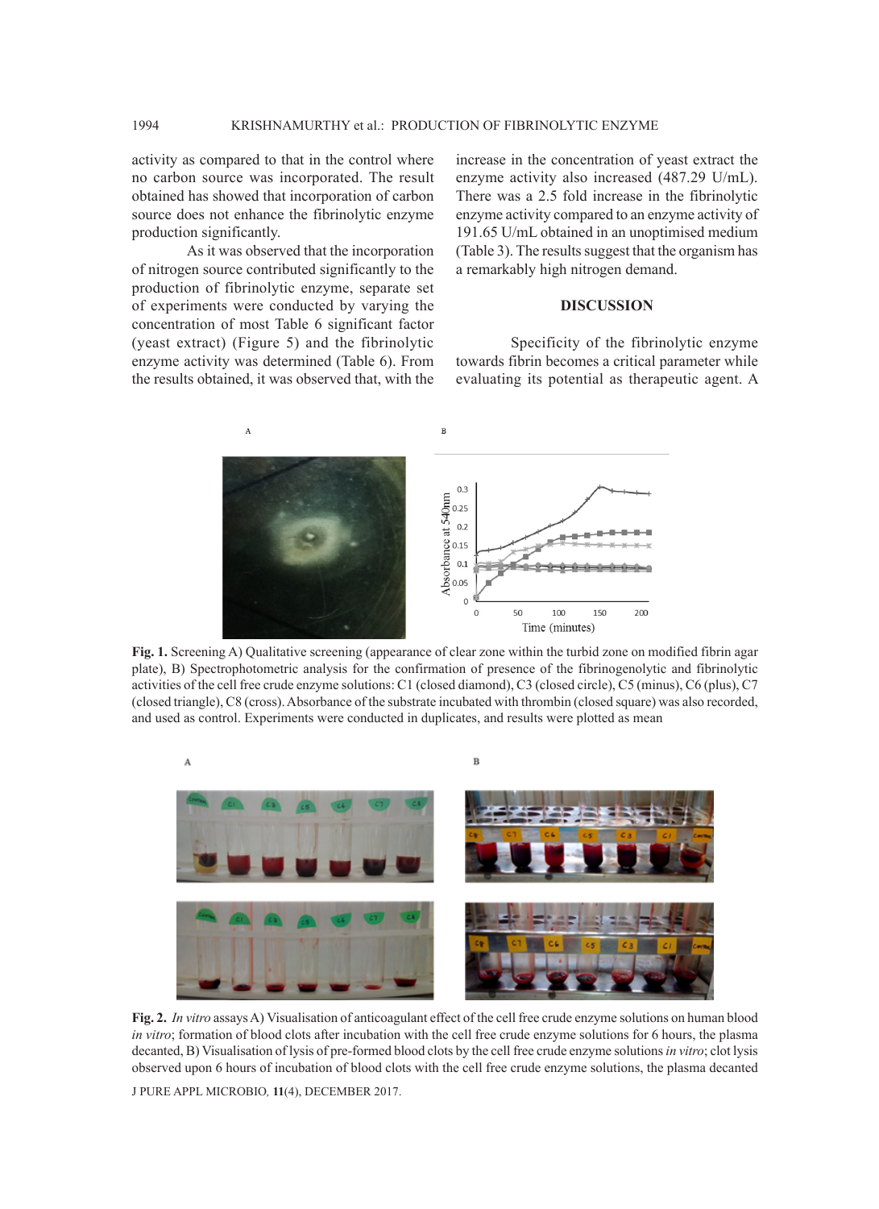activity as compared to that in the control where no carbon source was incorporated. The result obtained has showed that incorporation of carbon source does not enhance the fibrinolytic enzyme production significantly.

As it was observed that the incorporation of nitrogen source contributed significantly to the production of fibrinolytic enzyme, separate set of experiments were conducted by varying the concentration of most Table 6 significant factor (yeast extract) (Figure 5) and the fibrinolytic enzyme activity was determined (Table 6). From the results obtained, it was observed that, with the increase in the concentration of yeast extract the enzyme activity also increased (487.29 U/mL). There was a 2.5 fold increase in the fibrinolytic enzyme activity compared to an enzyme activity of 191.65 U/mL obtained in an unoptimised medium (Table 3). The results suggest that the organism has a remarkably high nitrogen demand.

## DISCUSSION

Specificity of the fibrinolytic enzyme towards fibrin becomes a critical parameter while evaluating its potential as therapeutic agent. A

**Fig. 1.** Screening A) Qualitative screening (appearance of clear zone within the turbid zone on modified fibrin agar plate), B) Spectrophotometric analysis for the confirmation of presence of the fibrinogenolytic and fibrinolytic activities of the cell free crude enzyme solutions: C1 (closed diamond), C3 (closed circle), C5 (minus), C6 (plus), C7 (closed triangle), C8 (cross). Absorbance of the substrate incubated with thrombin (closed square) was also recorded, and used as control. Experiments were conducted in duplicates, and results were plotted as mean

**Fig. 2.** *In vitro* assays A) Visualisation of anticoagulant effect of the cell free crude enzyme solutions on human blood *in vitro*; formation of blood clots after incubation with the cell free crude enzyme solutions for 6 hours, the plasma decanted, B) Visualisation of lysis of pre-formed blood clots by the cell free crude enzyme solutions *in vitro*; clot lysis observed upon 6 hours of incubation of blood clots with the cell free crude enzyme solutions, the plasma decanted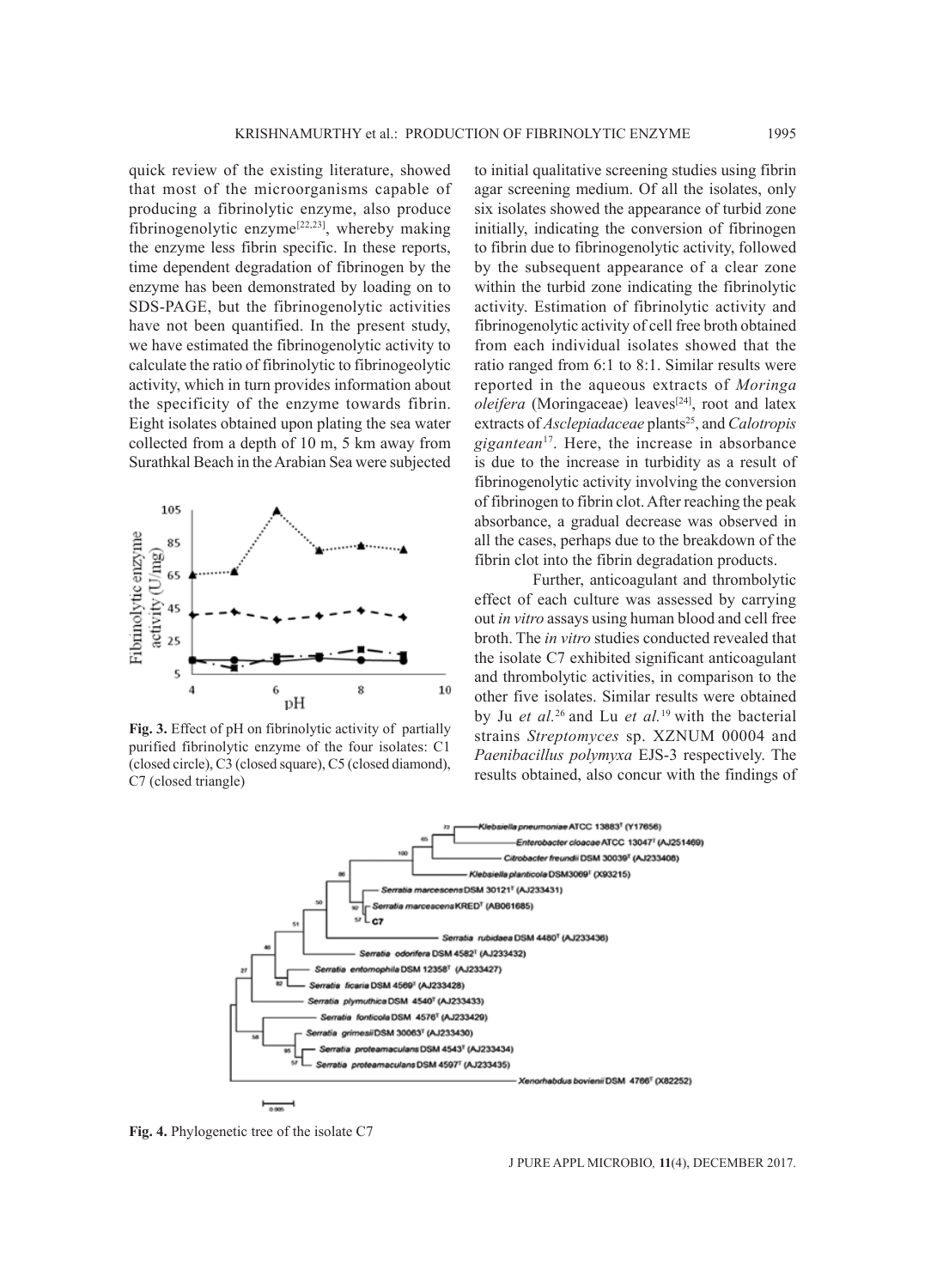quick review of the existing literature, showed that most of the microorganisms capable of producing a fibrinolytic enzyme, also produce fibrinogenolytic enzyme[22,23], whereby making the enzyme less fibrin specific. In these reports, time dependent degradation of fibrinogen by the enzyme has been demonstrated by loading on to SDS-PAGE, but the fibrinogenolytic activities have not been quantified. In the present study, we have estimated the fibrinogenolytic activity to calculate the ratio of fibrinolytic to fibrinogeolytic activity, which in turn provides information about the specificity of the enzyme towards fibrin. Eight isolates obtained upon plating the sea water collected from a depth of 10 m, 5 km away from Surathkal Beach in the Arabian Sea were subjected to initial qualitative screening studies using fibrin agar screening medium. Of all the isolates, only six isolates showed the appearance of turbid zone initially, indicating the conversion of fibrinogen to fibrin due to fibrinogenolytic activity, followed by the subsequent appearance of a clear zone within the turbid zone indicating the fibrinolytic activity. Estimation of fibrinolytic activity and fibrinogenolytic activity of cell free broth obtained from each individual isolates showed that the ratio ranged from 6:1 to 8:1. Similar results were reported in the aqueous extracts of *Moringa oleifera* (Moringaceae) leaves[24], root and latex extracts of *Asclepiadaceae* plants[25], and *Calotropis gigantean*[17]. Here, the increase in absorbance is due to the increase in turbidity as a result of fibrinogenolytic activity involving the conversion of fibrinogen to fibrin clot. After reaching the peak absorbance, a gradual decrease was observed in all the cases, perhaps due to the breakdown of the fibrin clot into the fibrin degradation products.

Fig. 3. Effect of pH on fibrinolytic activity of partially purified fibrinolytic enzyme of the four isolates: C1 (closed circle), C3 (closed square), C5 (closed diamond), C7 (closed triangle)

Further, anticoagulant and thrombolytic effect of each culture was assessed by carrying out *in vitro* assays using human blood and cell free broth. The *in vitro* studies conducted revealed that the isolate C7 exhibited significant anticoagulant and thrombolytic activities, in comparison to the other five isolates. Similar results were obtained by Ju *et al.*[26] and Lu *et al.*[19] with the bacterial strains *Streptomyces* sp. XZNUM 00004 and *Paenibacillus polymyxa* EJS-3 respectively. The results obtained, also concur with the findings of

Fig. 4. Phylogenetic tree of the isolate C7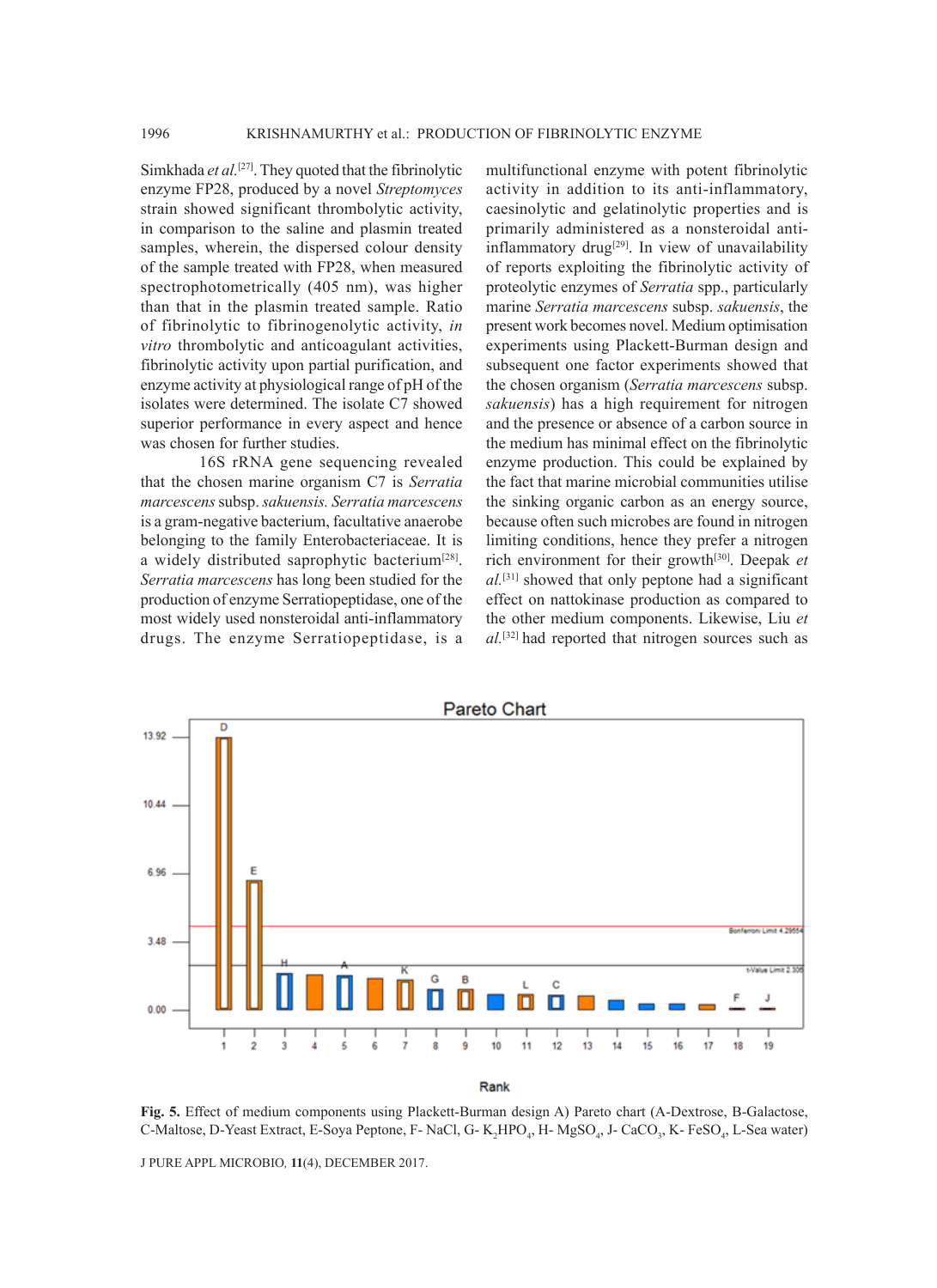Simkhada *et al.*[27]. They quoted that the fibrinolytic enzyme FP28, produced by a novel *Streptomyces* strain showed significant thrombolytic activity, in comparison to the saline and plasmin treated samples, wherein, the dispersed colour density of the sample treated with FP28, when measured spectrophotometrically (405 nm), was higher than that in the plasmin treated sample. Ratio of fibrinolytic to fibrinogenolytic activity, *in vitro* thrombolytic and anticoagulant activities, fibrinolytic activity upon partial purification, and enzyme activity at physiological range of pH of the isolates were determined. The isolate C7 showed superior performance in every aspect and hence was chosen for further studies.

16S rRNA gene sequencing revealed that the chosen marine organism C7 is *Serratia marcescens* subsp. *sakuensis*. *Serratia marcescens* is a gram-negative bacterium, facultative anaerobe belonging to the family Enterobacteriaceae. It is a widely distributed saprophytic bacterium[28]. *Serratia marcescens* has long been studied for the production of enzyme Serratiopeptidase, one of the most widely used nonsteroidal anti-inflammatory drugs. The enzyme Serratiopeptidase, is a multifunctional enzyme with potent fibrinolytic activity in addition to its anti-inflammatory, caesinolytic and gelatinolytic properties and is primarily administered as a nonsteroidal anti-inflammatory drug[29]. In view of unavailability of reports exploiting the fibrinolytic activity of proteolytic enzymes of *Serratia* spp., particularly marine *Serratia marcescens* subsp. *sakuensis*, the present work becomes novel. Medium optimisation experiments using Plackett-Burman design and subsequent one factor experiments showed that the chosen organism (*Serratia marcescens* subsp. *sakuensis*) has a high requirement for nitrogen and the presence or absence of a carbon source in the medium has minimal effect on the fibrinolytic enzyme production. This could be explained by the fact that marine microbial communities utilise the sinking organic carbon as an energy source, because often such microbes are found in nitrogen limiting conditions, hence they prefer a nitrogen rich environment for their growth[30]. Deepak *et al.*[31] showed that only peptone had a significant effect on nattokinase production as compared to the other medium components. Likewise, Liu *et al.*[32] had reported that nitrogen sources such as

**Fig. 5.** Effect of medium components using Plackett-Burman design A) Pareto chart (A-Dextrose, B-Galactose, C-Maltose, D-Yeast Extract, E-Soya Peptone, F- NaCl, G- $K_2HPO_4$, H- $MgSO_4$, J- $CaCO_3$, K- $FeSO_4$, L-Sea water)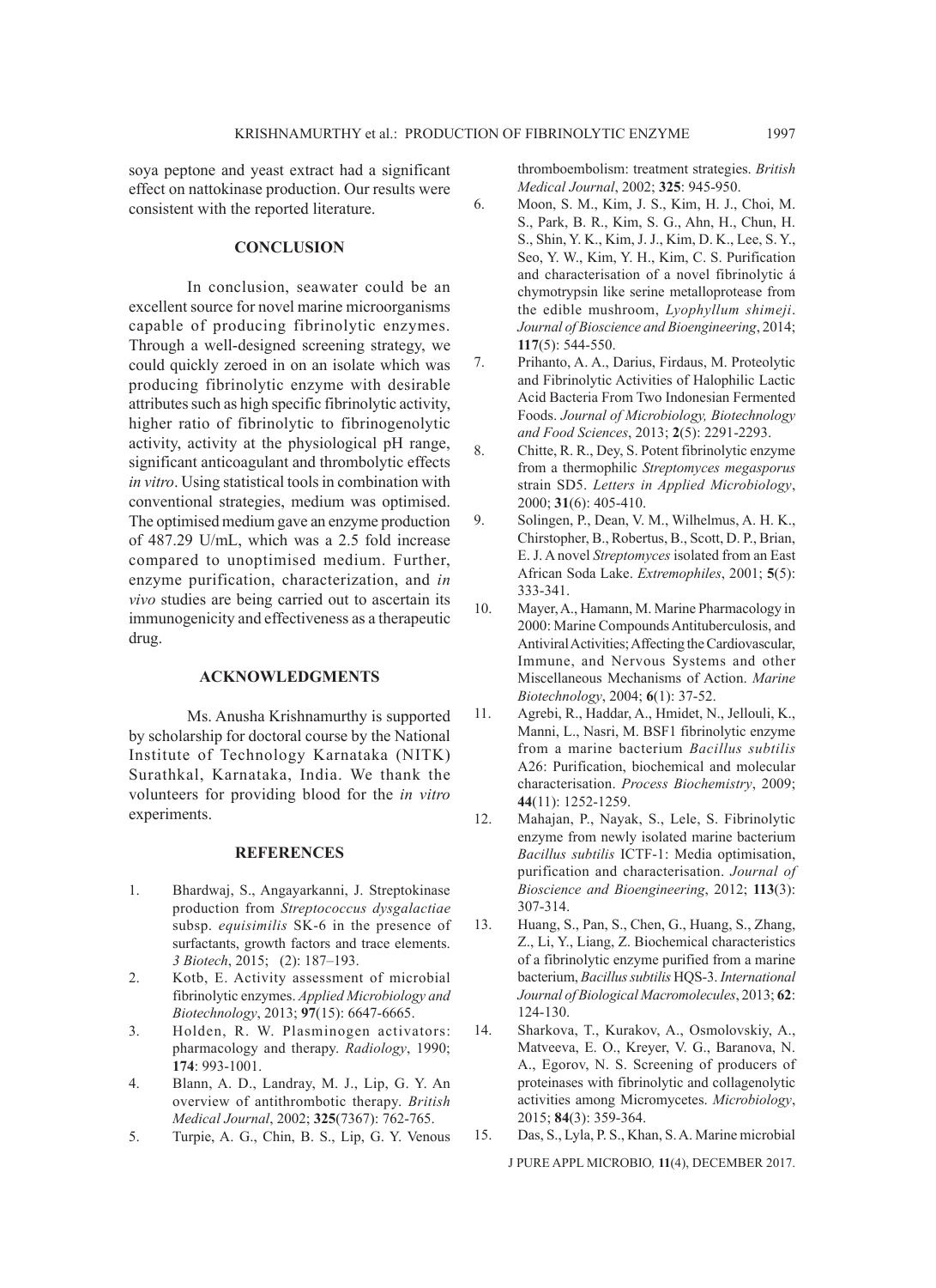soya peptone and yeast extract had a significant effect on nattokinase production. Our results were consistent with the reported literature.

## CONCLUSION

In conclusion, seawater could be an excellent source for novel marine microorganisms capable of producing fibrinolytic enzymes. Through a well-designed screening strategy, we could quickly zeroed in on an isolate which was producing fibrinolytic enzyme with desirable attributes such as high specific fibrinolytic activity, higher ratio of fibrinolytic to fibrinogenolytic activity, activity at the physiological pH range, significant anticoagulant and thrombolytic effects *in vitro*. Using statistical tools in combination with conventional strategies, medium was optimised. The optimised medium gave an enzyme production of 487.29 U/mL, which was a 2.5 fold increase compared to unoptimised medium. Further, enzyme purification, characterization, and *in vivo* studies are being carried out to ascertain its immunogenicity and effectiveness as a therapeutic drug.

## ACKNOWLEDGMENTS

Ms. Anusha Krishnamurthy is supported by scholarship for doctoral course by the National Institute of Technology Karnataka (NITK) Surathkal, Karnataka, India. We thank the volunteers for providing blood for the *in vitro* experiments.

## REFERENCES

1. Bhardwaj, S., Angayarkanni, J. Streptokinase production from *Streptococcus dysgalactiae* subsp. *equisimilis* SK-6 in the presence of surfactants, growth factors and trace elements. *3 Biotech*, 2015; (2): 187–193.
2. Kotb, E. Activity assessment of microbial fibrinolytic enzymes. *Applied Microbiology and Biotechnology*, 2013; **97**(15): 6647-6665.
3. Holden, R. W. Plasminogen activators: pharmacology and therapy. *Radiology*, 1990; **174**: 993-1001.
4. Blann, A. D., Landray, M. J., Lip, G. Y. An overview of antithrombotic therapy. *British Medical Journal*, 2002; **325**(7367): 762-765.
5. Turpie, A. G., Chin, B. S., Lip, G. Y. Venous thromboembolism: treatment strategies. *British Medical Journal*, 2002; **325**: 945-950.
6. Moon, S. M., Kim, J. S., Kim, H. J., Choi, M. S., Park, B. R., Kim, S. G., Ahn, H., Chun, H. S., Shin, Y. K., Kim, J. J., Kim, D. K., Lee, S. Y., Seo, Y. W., Kim, Y. H., Kim, C. S. Purification and characterisation of a novel fibrinolytic á chymotrypsin like serine metalloprotease from the edible mushroom, *Lyophyllum shimeji*. *Journal of Bioscience and Bioengineering*, 2014; **117**(5): 544-550.
7. Prihanto, A. A., Darius, Firdaus, M. Proteolytic and Fibrinolytic Activities of Halophilic Lactic Acid Bacteria From Two Indonesian Fermented Foods. *Journal of Microbiology, Biotechnology and Food Sciences*, 2013; **2**(5): 2291-2293.
8. Chitte, R. R., Dey, S. Potent fibrinolytic enzyme from a thermophilic *Streptomyces megasporus* strain SD5. *Letters in Applied Microbiology*, 2000; **31**(6): 405-410.
9. Solingen, P., Dean, V. M., Wilhelmus, A. H. K., Chirstopher, B., Robertus, B., Scott, D. P., Brian, E. J. A novel *Streptomyces* isolated from an East African Soda Lake. *Extremophiles*, 2001; **5**(5): 333-341.
10. Mayer, A., Hamann, M. Marine Pharmacology in 2000: Marine Compounds Antituberculosis, and Antiviral Activities; Affecting the Cardiovascular, Immune, and Nervous Systems and other Miscellaneous Mechanisms of Action. *Marine Biotechnology*, 2004; **6**(1): 37-52.
11. Agrebi, R., Haddar, A., Hmidet, N., Jellouli, K., Manni, L., Nasri, M. BSF1 fibrinolytic enzyme from a marine bacterium *Bacillus subtilis* A26: Purification, biochemical and molecular characterisation. *Process Biochemistry*, 2009; **44**(11): 1252-1259.
12. Mahajan, P., Nayak, S., Lele, S. Fibrinolytic enzyme from newly isolated marine bacterium *Bacillus subtilis* ICTF-1: Media optimisation, purification and characterisation. *Journal of Bioscience and Bioengineering*, 2012; **113**(3): 307-314.
13. Huang, S., Pan, S., Chen, G., Huang, S., Zhang, Z., Li, Y., Liang, Z. Biochemical characteristics of a fibrinolytic enzyme purified from a marine bacterium, *Bacillus subtilis* HQS-3. *International Journal of Biological Macromolecules*, 2013; **62**: 124-130.
14. Sharkova, T., Kurakov, A., Osmolovskiy, A., Matveeva, E. O., Kreyer, V. G., Baranova, N. A., Egorov, N. S. Screening of producers of proteinases with fibrinolytic and collagenolytic activities among Micromycetes. *Microbiology*, 2015; **84**(3): 359-364.
15. Das, S., Lyla, P. S., Khan, S. A. Marine microbial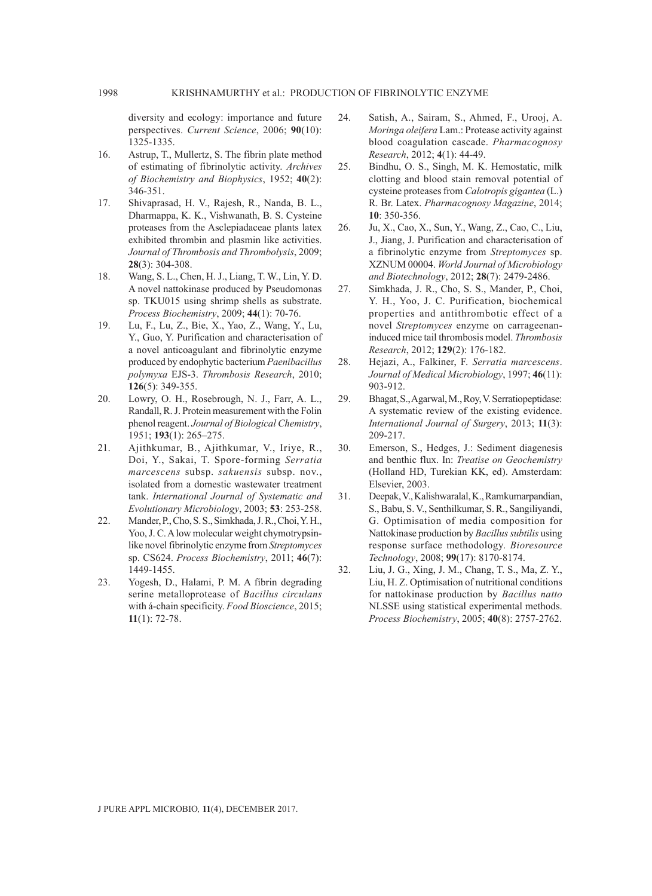diversity and ecology: importance and future perspectives. *Current Science*, 2006; **90**(10): 1325-1335.

16. Astrup, T., Mullertz, S. The fibrin plate method of estimating of fibrinolytic activity. *Archives of Biochemistry and Biophysics*, 1952; **40**(2): 346-351.
17. Shivaprasad, H. V., Rajesh, R., Nanda, B. L., Dharmappa, K. K., Vishwanath, B. S. Cysteine proteases from the Asclepiadaceae plants latex exhibited thrombin and plasmin like activities. *Journal of Thrombosis and Thrombolysis*, 2009; **28**(3): 304-308.
18. Wang, S. L., Chen, H. J., Liang, T. W., Lin, Y. D. A novel nattokinase produced by Pseudomonas sp. TKU015 using shrimp shells as substrate. *Process Biochemistry*, 2009; **44**(1): 70-76.
19. Lu, F., Lu, Z., Bie, X., Yao, Z., Wang, Y., Lu, Y., Guo, Y. Purification and characterisation of a novel anticoagulant and fibrinolytic enzyme produced by endophytic bacterium *Paenibacillus polymyxa* EJS-3. *Thrombosis Research*, 2010; **126**(5): 349-355.
20. Lowry, O. H., Rosebrough, N. J., Farr, A. L., Randall, R. J. Protein measurement with the Folin phenol reagent. *Journal of Biological Chemistry*, 1951; **193**(1): 265–275.
21. Ajithkumar, B., Ajithkumar, V., Iriye, R., Doi, Y., Sakai, T. Spore-forming *Serratia marcescens* subsp. *sakuensis* subsp. nov., isolated from a domestic wastewater treatment tank. *International Journal of Systematic and Evolutionary Microbiology*, 2003; **53**: 253-258.
22. Mander, P., Cho, S. S., Simkhada, J. R., Choi, Y. H., Yoo, J. C. A low molecular weight chymotrypsin-like novel fibrinolytic enzyme from *Streptomyces* sp. CS624. *Process Biochemistry*, 2011; **46**(7): 1449-1455.
23. Yogesh, D., Halami, P. M. A fibrin degrading serine metalloprotease of *Bacillus circulans* with á-chain specificity. *Food Bioscience*, 2015; **11**(1): 72-78.
24. Satish, A., Sairam, S., Ahmed, F., Urooj, A. *Moringa oleifera* Lam.: Protease activity against blood coagulation cascade. *Pharmacognosy Research*, 2012; **4**(1): 44-49.
25. Bindhu, O. S., Singh, M. K. Hemostatic, milk clotting and blood stain removal potential of cysteine proteases from *Calotropis gigantea* (L.) R. Br. Latex. *Pharmacognosy Magazine*, 2014; **10**: 350-356.
26. Ju, X., Cao, X., Sun, Y., Wang, Z., Cao, C., Liu, J., Jiang, J. Purification and characterisation of a fibrinolytic enzyme from *Streptomyces* sp. XZNUM 00004. *World Journal of Microbiology and Biotechnology*, 2012; **28**(7): 2479-2486.
27. Simkhada, J. R., Cho, S. S., Mander, P., Choi, Y. H., Yoo, J. C. Purification, biochemical properties and antithrombotic effect of a novel *Streptomyces* enzyme on carrageenan-induced mice tail thrombosis model. *Thrombosis Research*, 2012; **129**(2): 176-182.
28. Hejazi, A., Falkiner, F. *Serratia marcescens*. *Journal of Medical Microbiology*, 1997; **46**(11): 903-912.
29. Bhagat, S., Agarwal, M., Roy, V. Serratiopeptidase: A systematic review of the existing evidence. *International Journal of Surgery*, 2013; **11**(3): 209-217.
30. Emerson, S., Hedges, J.: Sediment diagenesis and benthic flux. In: *Treatise on Geochemistry* (Holland HD, Turekian KK, ed). Amsterdam: Elsevier, 2003.
31. Deepak, V., Kalishwaralal, K., Ramkumarpandian, S., Babu, S. V., Senthilkumar, S. R., Sangiliyandi, G. Optimisation of media composition for Nattokinase production by *Bacillus subtilis* using response surface methodology. *Bioresource Technology*, 2008; **99**(17): 8170-8174.
32. Liu, J. G., Xing, J. M., Chang, T. S., Ma, Z. Y., Liu, H. Z. Optimisation of nutritional conditions for nattokinase production by *Bacillus natto* NLSSE using statistical experimental methods. *Process Biochemistry*, 2005; **40**(8): 2757-2762.